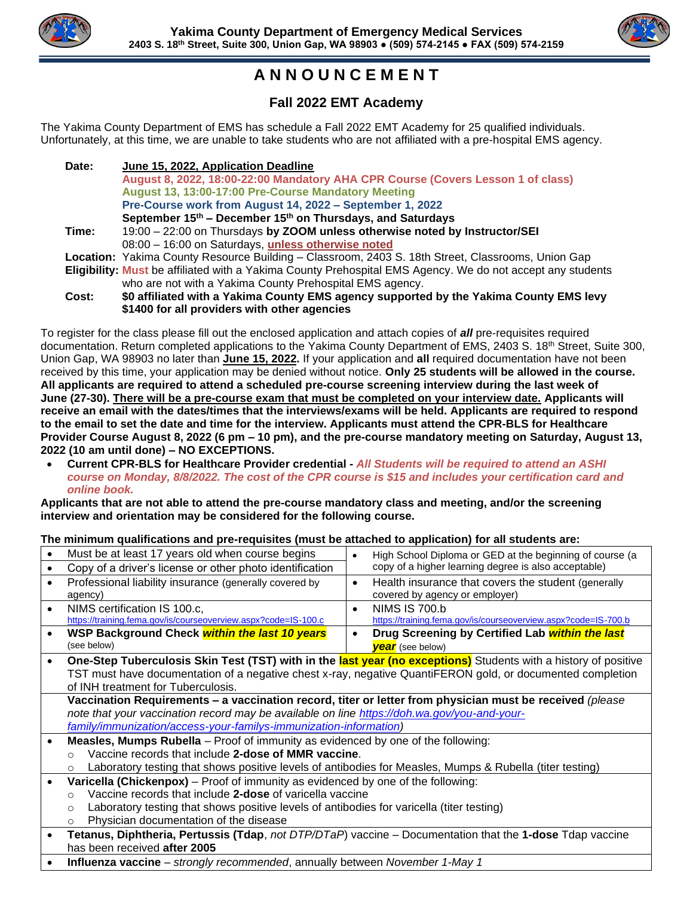**Yakima County Department of Emergency Medical Services**
**2403 S. 18th Street, Suite 300, Union Gap, WA 98903 ● (509) 574-2145 ● FAX (509) 574-2159**

# ANNOUNCEMENT

## Fall 2022 EMT Academy

The Yakima County Department of EMS has schedule a Fall 2022 EMT Academy for 25 qualified individuals. Unfortunately, at this time, we are unable to take students who are not affiliated with a pre-hospital EMS agency.

**Date:** **June 15, 2022, Application Deadline**
**August 8, 2022, 18:00-22:00 Mandatory AHA CPR Course (Covers Lesson 1 of class)**
**August 13, 13:00-17:00 Pre-Course Mandatory Meeting**
**Pre-Course work from August 14, 2022 – September 1, 2022**
**September 15th – December 15th on Thursdays, and Saturdays**

**Time:** 19:00 – 22:00 on Thursdays **by ZOOM unless otherwise noted by Instructor/SEI**
08:00 – 16:00 on Saturdays, **unless otherwise noted**

**Location:** Yakima County Resource Building – Classroom, 2403 S. 18th Street, Classrooms, Union Gap

**Eligibility:** **Must** be affiliated with a Yakima County Prehospital EMS Agency. We do not accept any students who are not with a Yakima County Prehospital EMS agency.

**Cost:** **$0 affiliated with a Yakima County EMS agency supported by the Yakima County EMS levy**
**$1400 for all providers with other agencies**

To register for the class please fill out the enclosed application and attach copies of ***all*** pre-requisites required documentation. Return completed applications to the Yakima County Department of EMS, 2403 S. 18th Street, Suite 300, Union Gap, WA 98903 no later than **June 15, 2022**. If your application and **all** required documentation have not been received by this time, your application may be denied without notice. **Only 25 students will be allowed in the course. All applicants are required to attend a scheduled pre-course screening interview during the last week of June (27-30). There will be a pre-course exam that must be completed on your interview date. Applicants will receive an email with the dates/times that the interviews/exams will be held. Applicants are required to respond to the email to set the date and time for the interview. Applicants must attend the CPR-BLS for Healthcare Provider Course August 8, 2022 (6 pm – 10 pm), and the pre-course mandatory meeting on Saturday, August 13, 2022 (10 am until done) – NO EXCEPTIONS.**

- **Current CPR-BLS for Healthcare Provider credential -** ***All Students will be required to attend an ASHI course on Monday, 8/8/2022. The cost of the CPR course is $15 and includes your certification card and online book.***

**Applicants that are not able to attend the pre-course mandatory class and meeting, and/or the screening interview and orientation may be considered for the following course.**

**The minimum qualifications and pre-requisites (must be attached to application) for all students are:**

| | |
|---|---|
| • Must be at least 17 years old when course begins<br>• Copy of a driver's license or other photo identification | • High School Diploma or GED at the beginning of course (a copy of a higher learning degree is also acceptable) |
| • Professional liability insurance (generally covered by agency) | • Health insurance that covers the student (generally covered by agency or employer) |
| • NIMS certification IS 100.c, https://training.fema.gov/is/courseoverview.aspx?code=IS-100.c | • NIMS IS 700.b https://training.fema.gov/is/courseoverview.aspx?code=IS-700.b |
| • **WSP Background Check *within the last 10 years*** (see below) | • **Drug Screening by Certified Lab *within the last year*** (see below) |

- **One-Step Tuberculosis Skin Test (TST) with in the last year (no exceptions)** Students with a history of positive TST must have documentation of a negative chest x-ray, negative QuantiFERON gold, or documented completion of INH treatment for Tuberculosis.

**Vaccination Requirements – a vaccination record, titer or letter from physician must be received** *(please note that your vaccination record may be available on line https://doh.wa.gov/you-and-your-family/immunization/access-your-familys-immunization-information)*

- **Measles, Mumps Rubella** – Proof of immunity as evidenced by one of the following:
  - Vaccine records that include **2-dose of MMR vaccine**.
  - Laboratory testing that shows positive levels of antibodies for Measles, Mumps & Rubella (titer testing)
- **Varicella (Chickenpox)** – Proof of immunity as evidenced by one of the following:
  - Vaccine records that include **2-dose** of varicella vaccine
  - Laboratory testing that shows positive levels of antibodies for varicella (titer testing)
  - Physician documentation of the disease
- **Tetanus, Diphtheria, Pertussis (Tdap**, *not DTP/DTaP*) vaccine – Documentation that the **1-dose** Tdap vaccine has been received **after 2005**
- **Influenza vaccine** – *strongly recommended*, annually between *November 1-May 1*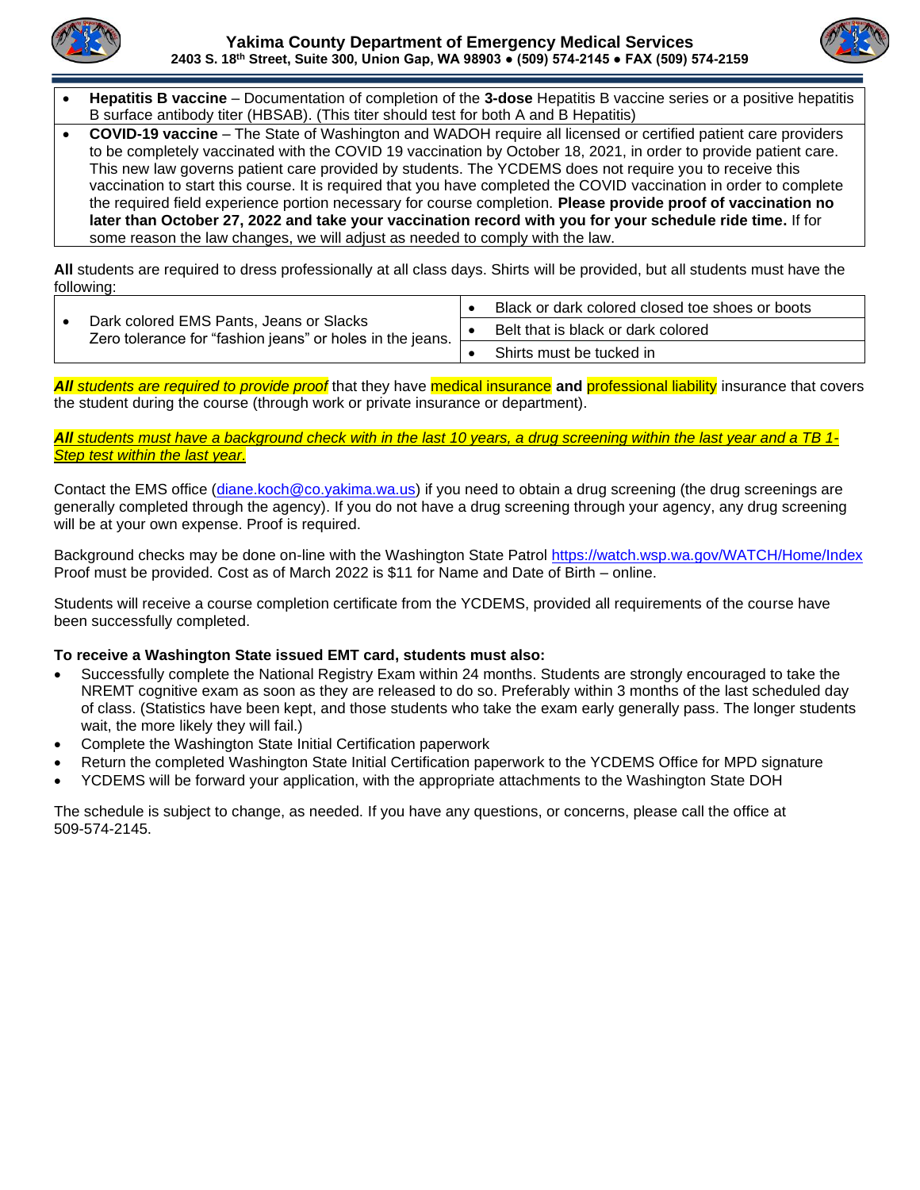- **Hepatitis B vaccine** – Documentation of completion of the **3-dose** Hepatitis B vaccine series or a positive hepatitis B surface antibody titer (HBSAB). (This titer should test for both A and B Hepatitis)
- **COVID-19 vaccine** – The State of Washington and WADOH require all licensed or certified patient care providers to be completely vaccinated with the COVID 19 vaccination by October 18, 2021, in order to provide patient care. This new law governs patient care provided by students. The YCDEMS does not require you to receive this vaccination to start this course. It is required that you have completed the COVID vaccination in order to complete the required field experience portion necessary for course completion. **Please provide proof of vaccination no later than October 27, 2022 and take your vaccination record with you for your schedule ride time.** If for some reason the law changes, we will adjust as needed to comply with the law.

**All** students are required to dress professionally at all class days. Shirts will be provided, but all students must have the following:

| | |
|---|---|
| • Dark colored EMS Pants, Jeans or Slacks<br>Zero tolerance for "fashion jeans" or holes in the jeans. | • Black or dark colored closed toe shoes or boots |
| | • Belt that is black or dark colored |
| | • Shirts must be tucked in |

***All** students are required to provide proof* that they have medical insurance **and** professional liability insurance that covers the student during the course (through work or private insurance or department).

***All** students must have a background check with in the last 10 years, a drug screening within the last year and a TB 1-Step test within the last year.*

Contact the EMS office (diane.koch@co.yakima.wa.us) if you need to obtain a drug screening (the drug screenings are generally completed through the agency). If you do not have a drug screening through your agency, any drug screening will be at your own expense. Proof is required.

Background checks may be done on-line with the Washington State Patrol https://watch.wsp.wa.gov/WATCH/Home/Index Proof must be provided. Cost as of March 2022 is $11 for Name and Date of Birth – online.

Students will receive a course completion certificate from the YCDEMS, provided all requirements of the course have been successfully completed.

**To receive a Washington State issued EMT card, students must also:**

- Successfully complete the National Registry Exam within 24 months. Students are strongly encouraged to take the NREMT cognitive exam as soon as they are released to do so. Preferably within 3 months of the last scheduled day of class. (Statistics have been kept, and those students who take the exam early generally pass. The longer students wait, the more likely they will fail.)
- Complete the Washington State Initial Certification paperwork
- Return the completed Washington State Initial Certification paperwork to the YCDEMS Office for MPD signature
- YCDEMS will be forward your application, with the appropriate attachments to the Washington State DOH

The schedule is subject to change, as needed. If you have any questions, or concerns, please call the office at 509-574-2145.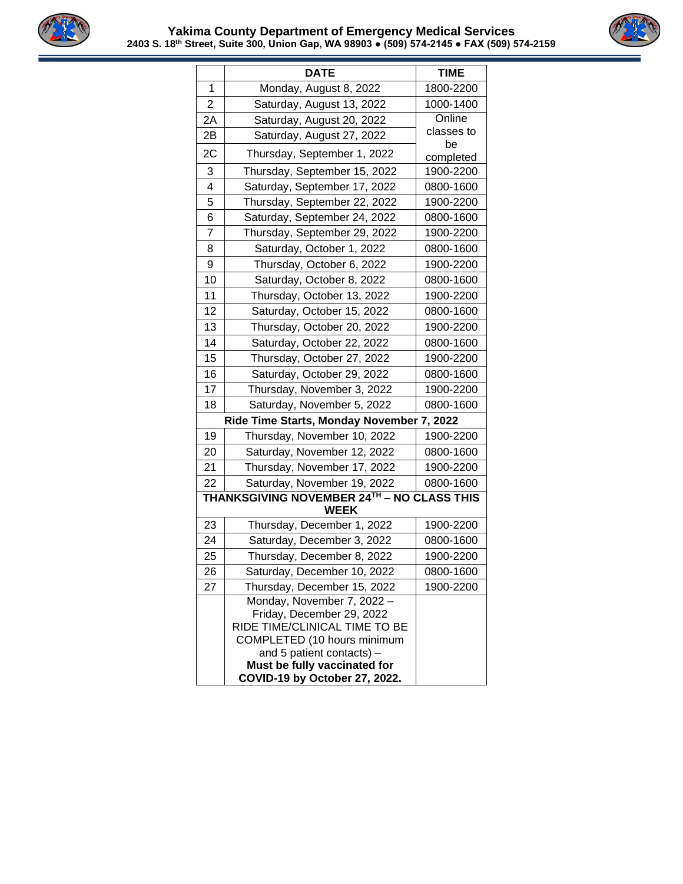**Yakima County Department of Emergency Medical Services**
**2403 S. 18th Street, Suite 300, Union Gap, WA 98903 ● (509) 574-2145 ● FAX (509) 574-2159**

| | DATE | TIME |
|---|---|---|
| 1 | Monday, August 8, 2022 | 1800-2200 |
| 2 | Saturday, August 13, 2022 | 1000-1400 |
| 2A | Saturday, August 20, 2022 | Online classes to be completed |
| 2B | Saturday, August 27, 2022 | |
| 2C | Thursday, September 1, 2022 | |
| 3 | Thursday, September 15, 2022 | 1900-2200 |
| 4 | Saturday, September 17, 2022 | 0800-1600 |
| 5 | Thursday, September 22, 2022 | 1900-2200 |
| 6 | Saturday, September 24, 2022 | 0800-1600 |
| 7 | Thursday, September 29, 2022 | 1900-2200 |
| 8 | Saturday, October 1, 2022 | 0800-1600 |
| 9 | Thursday, October 6, 2022 | 1900-2200 |
| 10 | Saturday, October 8, 2022 | 0800-1600 |
| 11 | Thursday, October 13, 2022 | 1900-2200 |
| 12 | Saturday, October 15, 2022 | 0800-1600 |
| 13 | Thursday, October 20, 2022 | 1900-2200 |
| 14 | Saturday, October 22, 2022 | 0800-1600 |
| 15 | Thursday, October 27, 2022 | 1900-2200 |
| 16 | Saturday, October 29, 2022 | 0800-1600 |
| 17 | Thursday, November 3, 2022 | 1900-2200 |
| 18 | Saturday, November 5, 2022 | 0800-1600 |
| **Ride Time Starts, Monday November 7, 2022** | | |
| 19 | Thursday, November 10, 2022 | 1900-2200 |
| 20 | Saturday, November 12, 2022 | 0800-1600 |
| 21 | Thursday, November 17, 2022 | 1900-2200 |
| 22 | Saturday, November 19, 2022 | 0800-1600 |
| **THANKSGIVING NOVEMBER 24TH – NO CLASS THIS WEEK** | | |
| 23 | Thursday, December 1, 2022 | 1900-2200 |
| 24 | Saturday, December 3, 2022 | 0800-1600 |
| 25 | Thursday, December 8, 2022 | 1900-2200 |
| 26 | Saturday, December 10, 2022 | 0800-1600 |
| 27 | Thursday, December 15, 2022 | 1900-2200 |
| | Monday, November 7, 2022 – Friday, December 29, 2022 RIDE TIME/CLINICAL TIME TO BE COMPLETED (10 hours minimum and 5 patient contacts) – **Must be fully vaccinated for COVID-19 by October 27, 2022.** | |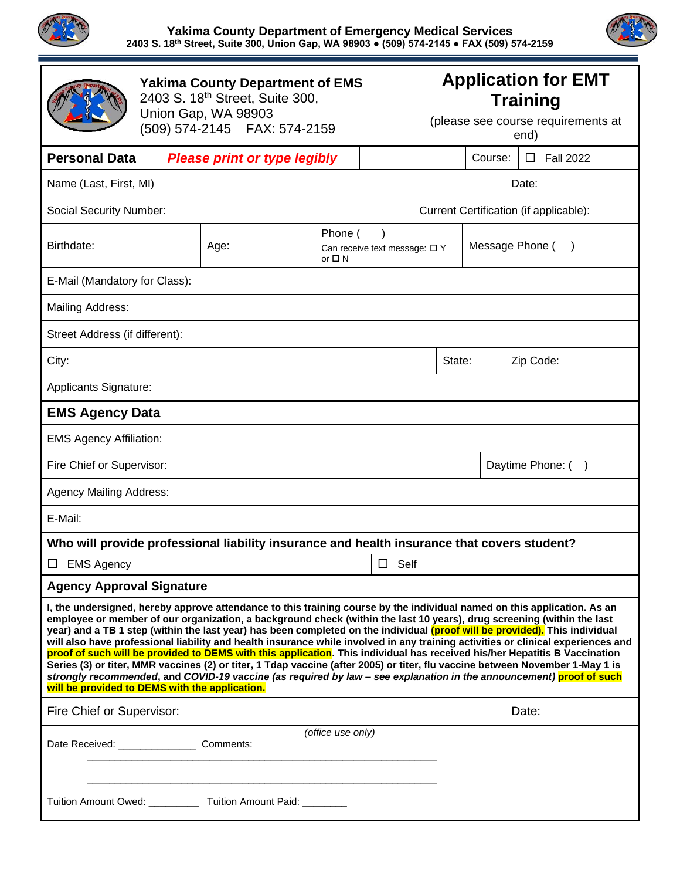**Yakima County Department of Emergency Medical Services**
**2403 S. 18th Street, Suite 300, Union Gap, WA 98903 ● (509) 574-2145 ● FAX (509) 574-2159**

| **Yakima County Department of EMS** 2403 S. 18th Street, Suite 300, Union Gap, WA 98903 (509) 574-2145 FAX: 574-2159 | | | | **Application for EMT Training** (please see course requirements at end) | |
|---|---|---|---|---|---|
| **Personal Data** | ***Please print or type legibly*** | | | Course: | ☐ Fall 2022 |
| Name (Last, First, MI) | | | | | Date: |
| Social Security Number: | | | Current Certification (if applicable): | | |
| Birthdate: | Age: | Phone ( ) Can receive text message: ☐ Y or ☐ N | Message Phone ( ) | | |
| E-Mail (Mandatory for Class): | | | | | |
| Mailing Address: | | | | | |
| Street Address (if different): | | | | | |
| City: | | | | State: | Zip Code: |
| Applicants Signature: | | | | | |

| **EMS Agency Data** | |
|---|---|
| EMS Agency Affiliation: | |
| Fire Chief or Supervisor: | Daytime Phone: ( ) |
| Agency Mailing Address: | |
| E-Mail: | |
| **Who will provide professional liability insurance and health insurance that covers student?** | |
| ☐ EMS Agency | ☐ Self |

**Agency Approval Signature**

**I, the undersigned, hereby approve attendance to this training course by the individual named on this application. As an employee or member of our organization, a background check (within the last 10 years), drug screening (within the last year) and a TB 1 step (within the last year) has been completed on the individual (proof will be provided). This individual will also have professional liability and health insurance while involved in any training activities or clinical experiences and proof of such will be provided to DEMS with this application. This individual has received his/her Hepatitis B Vaccination Series (3) or titer, MMR vaccines (2) or titer, 1 Tdap vaccine (after 2005) or titer, flu vaccine between November 1-May 1 is *strongly recommended*, and *COVID-19 vaccine (as required by law – see explanation in the announcement)* proof of such will be provided to DEMS with the application.**

| Fire Chief or Supervisor: | Date: |
|---|---|

*(office use only)*

Date Received: ______________ Comments: ______________________________________________________________

______________________________________________________________

Tuition Amount Owed: _________ Tuition Amount Paid: ________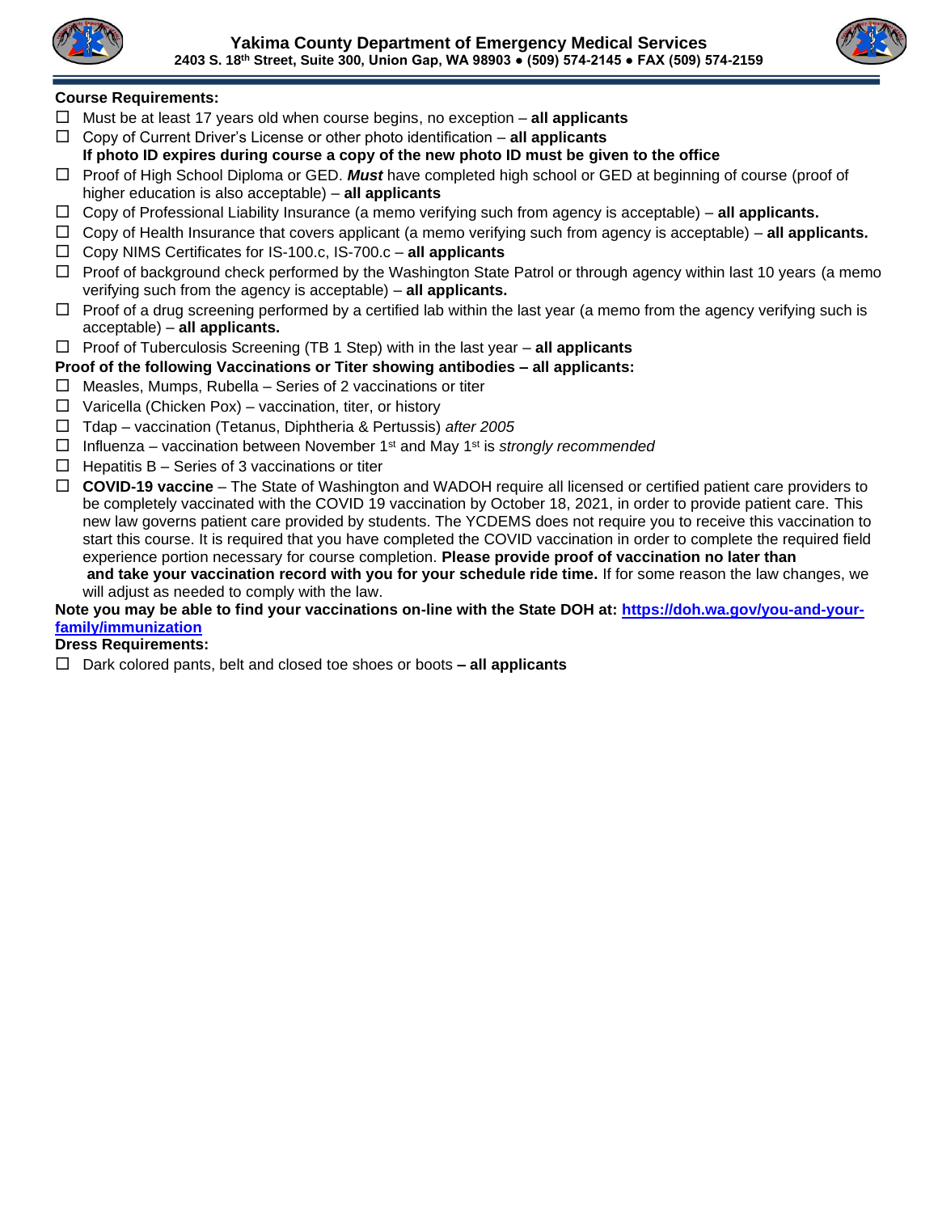**Yakima County Department of Emergency Medical Services**
**2403 S. 18th Street, Suite 300, Union Gap, WA 98903 ● (509) 574-2145 ● FAX (509) 574-2159**

**Course Requirements:**

- ☐ Must be at least 17 years old when course begins, no exception – **all applicants**
- ☐ Copy of Current Driver's License or other photo identification – **all applicants**
  **If photo ID expires during course a copy of the new photo ID must be given to the office**
- ☐ Proof of High School Diploma or GED. ***Must*** have completed high school or GED at beginning of course (proof of higher education is also acceptable) – **all applicants**
- ☐ Copy of Professional Liability Insurance (a memo verifying such from agency is acceptable) – **all applicants.**
- ☐ Copy of Health Insurance that covers applicant (a memo verifying such from agency is acceptable) – **all applicants.**
- ☐ Copy NIMS Certificates for IS-100.c, IS-700.c – **all applicants**
- ☐ Proof of background check performed by the Washington State Patrol or through agency within last 10 years (a memo verifying such from the agency is acceptable) – **all applicants.**
- ☐ Proof of a drug screening performed by a certified lab within the last year (a memo from the agency verifying such is acceptable) – **all applicants.**
- ☐ Proof of Tuberculosis Screening (TB 1 Step) with in the last year – **all applicants**

**Proof of the following Vaccinations or Titer showing antibodies – all applicants:**

- ☐ Measles, Mumps, Rubella – Series of 2 vaccinations or titer
- ☐ Varicella (Chicken Pox) – vaccination, titer, or history
- ☐ Tdap – vaccination (Tetanus, Diphtheria & Pertussis) *after 2005*
- ☐ Influenza – vaccination between November 1st and May 1st is *strongly recommended*
- ☐ Hepatitis B – Series of 3 vaccinations or titer
- ☐ **COVID-19 vaccine** – The State of Washington and WADOH require all licensed or certified patient care providers to be completely vaccinated with the COVID 19 vaccination by October 18, 2021, in order to provide patient care. This new law governs patient care provided by students. The YCDEMS does not require you to receive this vaccination to start this course. It is required that you have completed the COVID vaccination in order to complete the required field experience portion necessary for course completion. **Please provide proof of vaccination no later than and take your vaccination record with you for your schedule ride time.** If for some reason the law changes, we will adjust as needed to comply with the law.

**Note you may be able to find your vaccinations on-line with the State DOH at: [https://doh.wa.gov/you-and-your-family/immunization](https://doh.wa.gov/you-and-your-family/immunization)**

**Dress Requirements:**

- ☐ Dark colored pants, belt and closed toe shoes or boots **– all applicants**